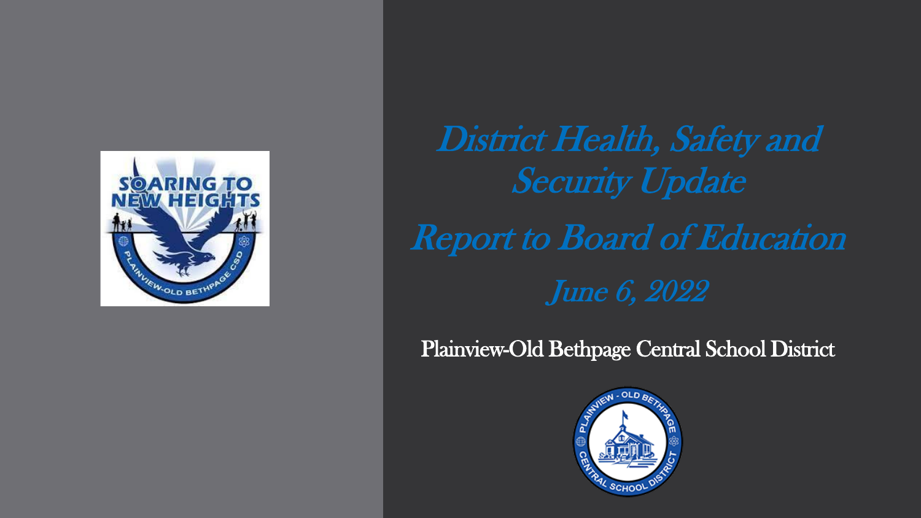# *District Health, Safety and Security Update*

## *Report to Board of Education*

### *June 6, 2022*

Plainview-Old Bethpage Central School District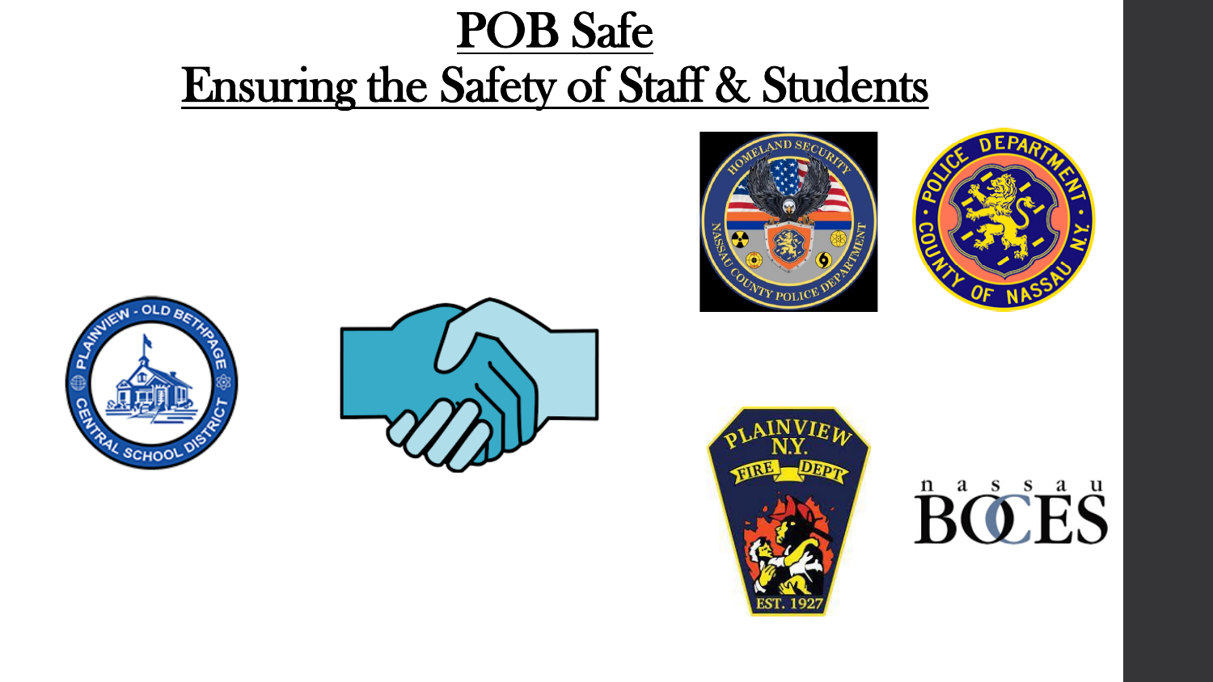# POB Safe
## Ensuring the Safety of Staff & Students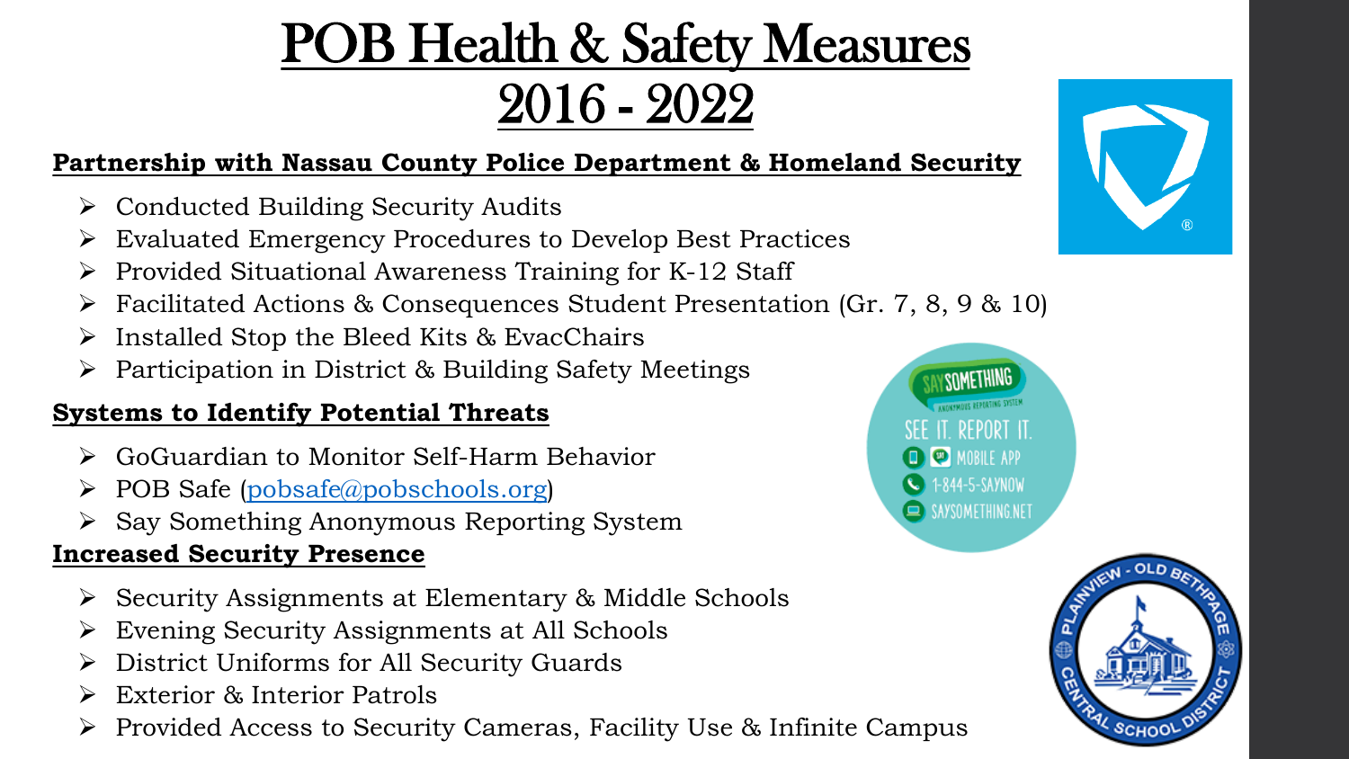# POB Health & Safety Measures 2016 - 2022

**Partnership with Nassau County Police Department & Homeland Security**

- Conducted Building Security Audits
- Evaluated Emergency Procedures to Develop Best Practices
- Provided Situational Awareness Training for K-12 Staff
- Facilitated Actions & Consequences Student Presentation (Gr. 7, 8, 9 & 10)
- Installed Stop the Bleed Kits & EvacChairs
- Participation in District & Building Safety Meetings

**Systems to Identify Potential Threats**

- GoGuardian to Monitor Self-Harm Behavior
- POB Safe (pobsafe@pobschools.org)
- Say Something Anonymous Reporting System

**Increased Security Presence**

- Security Assignments at Elementary & Middle Schools
- Evening Security Assignments at All Schools
- District Uniforms for All Security Guards
- Exterior & Interior Patrols
- Provided Access to Security Cameras, Facility Use & Infinite Campus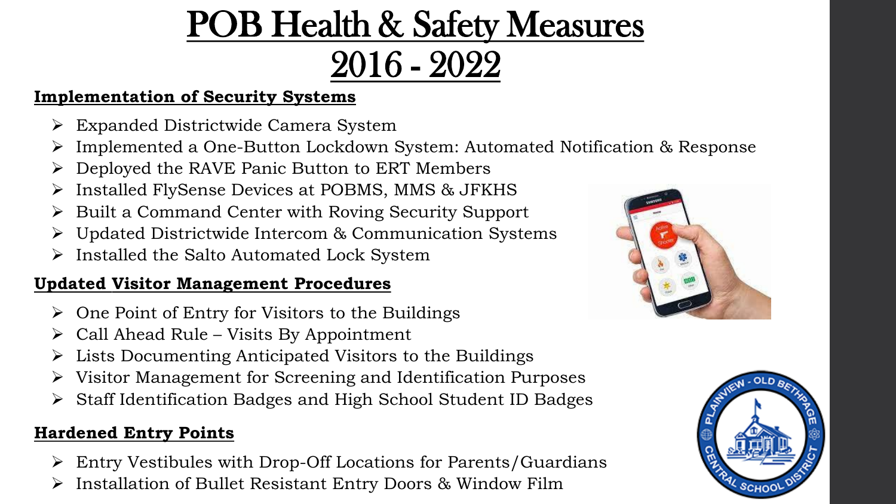# POB Health & Safety Measures 2016 - 2022

**Implementation of Security Systems**

- Expanded Districtwide Camera System
- Implemented a One-Button Lockdown System: Automated Notification & Response
- Deployed the RAVE Panic Button to ERT Members
- Installed FlySense Devices at POBMS, MMS & JFKHS
- Built a Command Center with Roving Security Support
- Updated Districtwide Intercom & Communication Systems
- Installed the Salto Automated Lock System

**Updated Visitor Management Procedures**

- One Point of Entry for Visitors to the Buildings
- Call Ahead Rule – Visits By Appointment
- Lists Documenting Anticipated Visitors to the Buildings
- Visitor Management for Screening and Identification Purposes
- Staff Identification Badges and High School Student ID Badges

**Hardened Entry Points**

- Entry Vestibules with Drop-Off Locations for Parents/Guardians
- Installation of Bullet Resistant Entry Doors & Window Film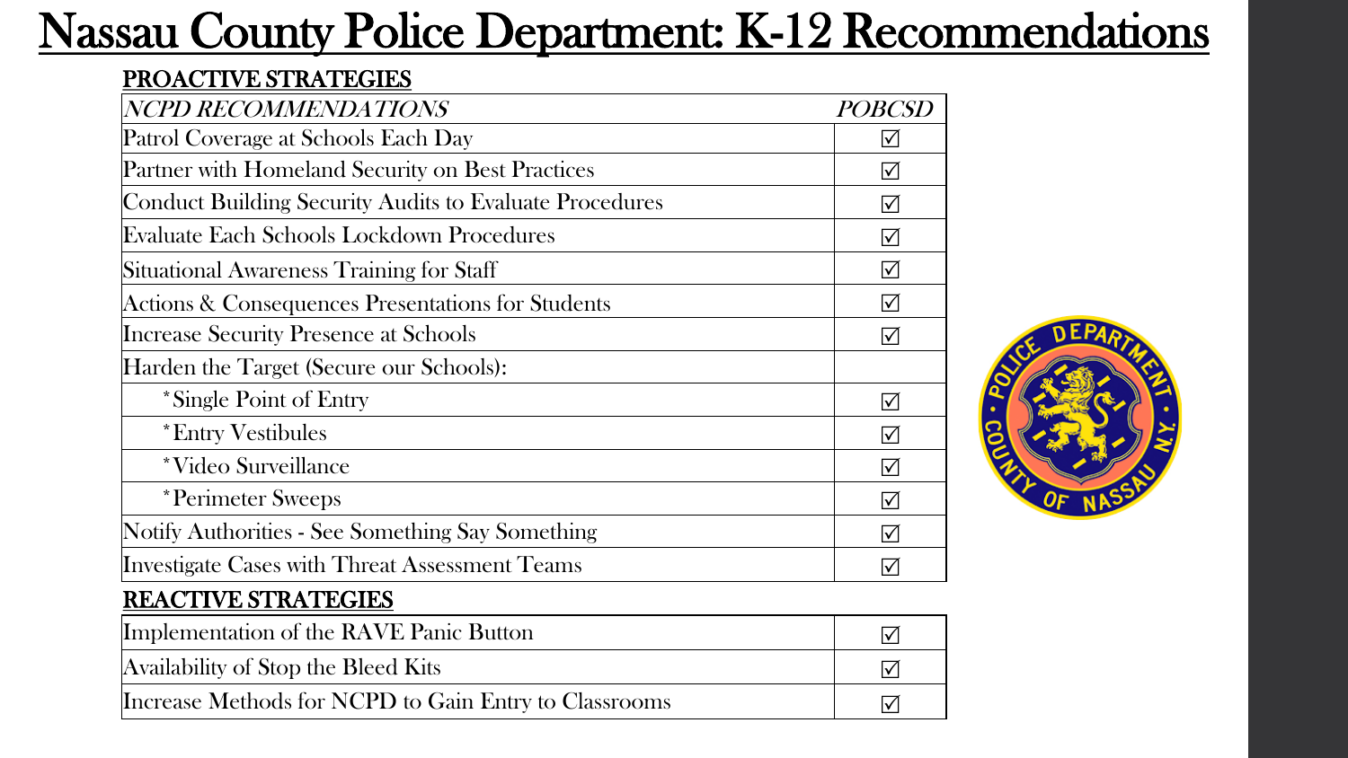# Nassau County Police Department: K-12 Recommendations

## PROACTIVE STRATEGIES

| *NCPD RECOMMENDATIONS* | *POBCSD* |
|---|---|
| Patrol Coverage at Schools Each Day | ☑ |
| Partner with Homeland Security on Best Practices | ☑ |
| Conduct Building Security Audits to Evaluate Procedures | ☑ |
| Evaluate Each Schools Lockdown Procedures | ☑ |
| Situational Awareness Training for Staff | ☑ |
| Actions & Consequences Presentations for Students | ☑ |
| Increase Security Presence at Schools | ☑ |
| Harden the Target (Secure our Schools): | |
| *Single Point of Entry | ☑ |
| *Entry Vestibules | ☑ |
| *Video Surveillance | ☑ |
| *Perimeter Sweeps | ☑ |
| Notify Authorities - See Something Say Something | ☑ |
| Investigate Cases with Threat Assessment Teams | ☑ |

## REACTIVE STRATEGIES

| | |
|---|---|
| Implementation of the RAVE Panic Button | ☑ |
| Availability of Stop the Bleed Kits | ☑ |
| Increase Methods for NCPD to Gain Entry to Classrooms | ☑ |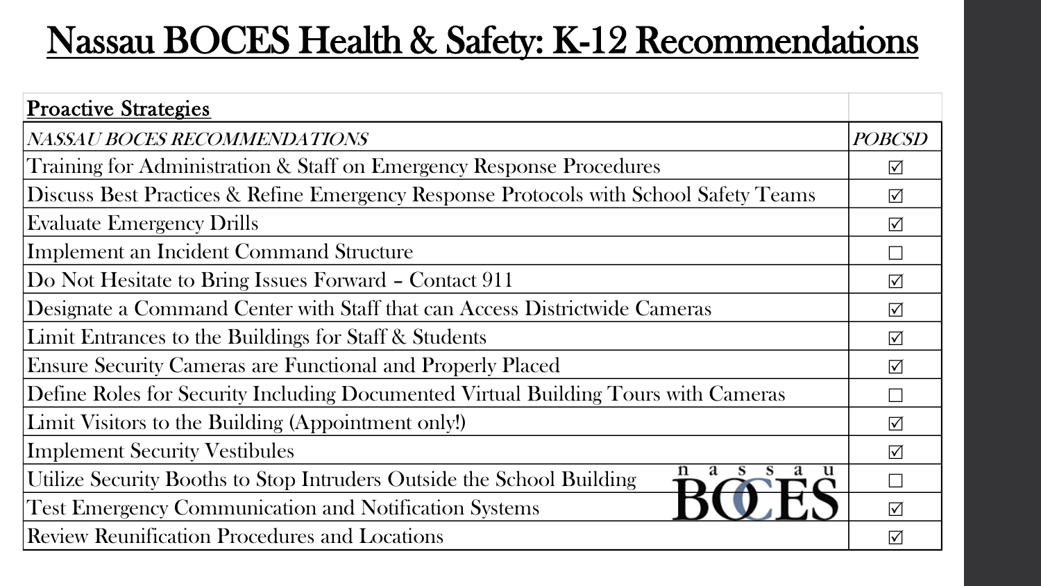# Nassau BOCES Health & Safety: K-12 Recommendations

| **Proactive Strategies** | |
| --- | --- |
| *NASSAU BOCES RECOMMENDATIONS* | *POBCSD* |
| Training for Administration & Staff on Emergency Response Procedures | ☑ |
| Discuss Best Practices & Refine Emergency Response Protocols with School Safety Teams | ☑ |
| Evaluate Emergency Drills | ☑ |
| Implement an Incident Command Structure | ☐ |
| Do Not Hesitate to Bring Issues Forward – Contact 911 | ☑ |
| Designate a Command Center with Staff that can Access Districtwide Cameras | ☑ |
| Limit Entrances to the Buildings for Staff & Students | ☑ |
| Ensure Security Cameras are Functional and Properly Placed | ☑ |
| Define Roles for Security Including Documented Virtual Building Tours with Cameras | ☐ |
| Limit Visitors to the Building (Appointment only!) | ☑ |
| Implement Security Vestibules | ☑ |
| Utilize Security Booths to Stop Intruders Outside the School Building | ☐ |
| Test Emergency Communication and Notification Systems | ☑ |
| Review Reunification Procedures and Locations | ☑ |

nassau BOCES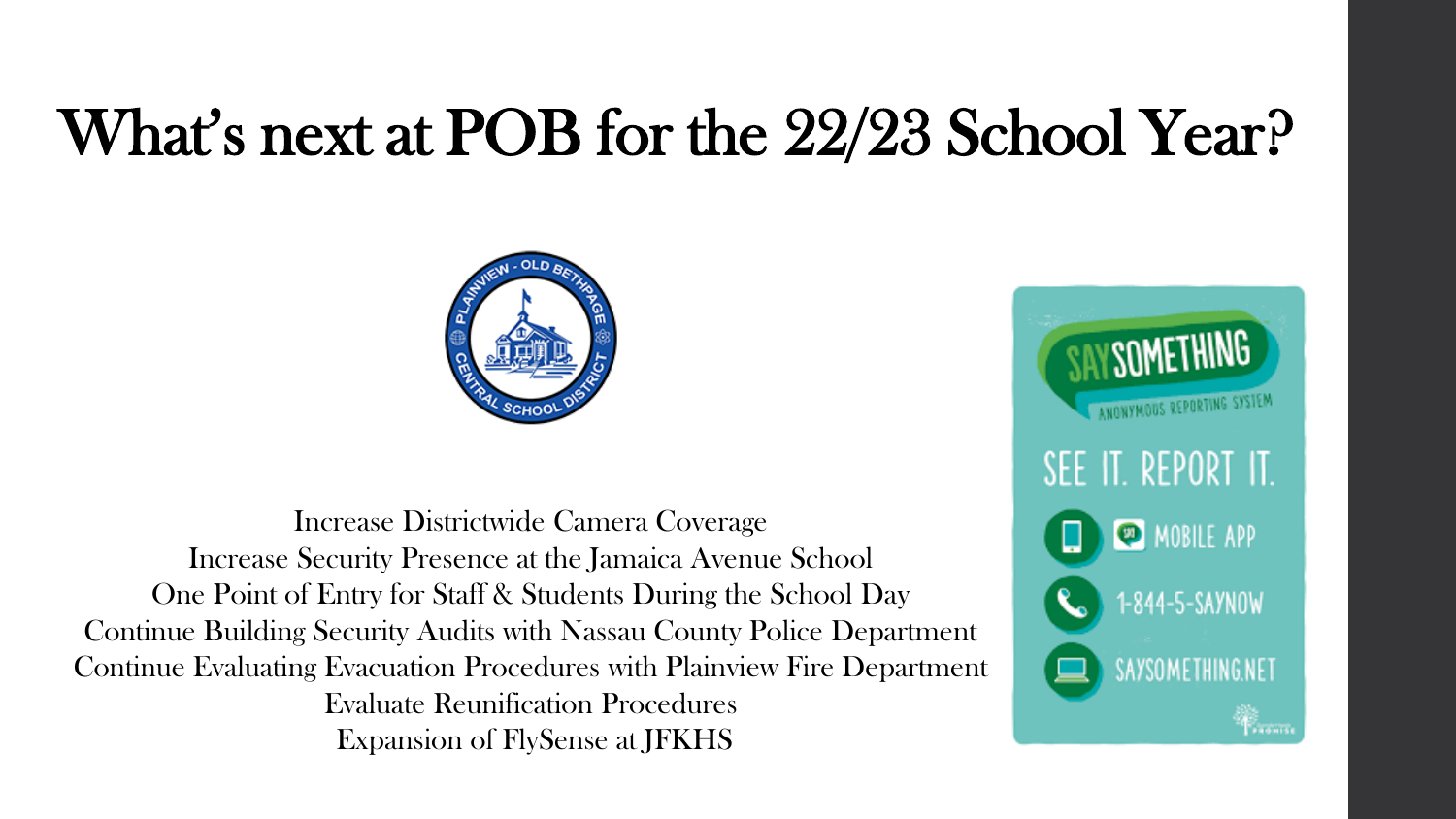# What's next at POB for the 22/23 School Year?

Increase Districtwide Camera Coverage
Increase Security Presence at the Jamaica Avenue School
One Point of Entry for Staff & Students During the School Day
Continue Building Security Audits with Nassau County Police Department
Continue Evaluating Evacuation Procedures with Plainview Fire Department
Evaluate Reunification Procedures
Expansion of FlySense at JFKHS

SAY SOMETHING
ANONYMOUS REPORTING SYSTEM
SEE IT. REPORT IT.
MOBILE APP
1-844-5-SAYNOW
SAYSOMETHING.NET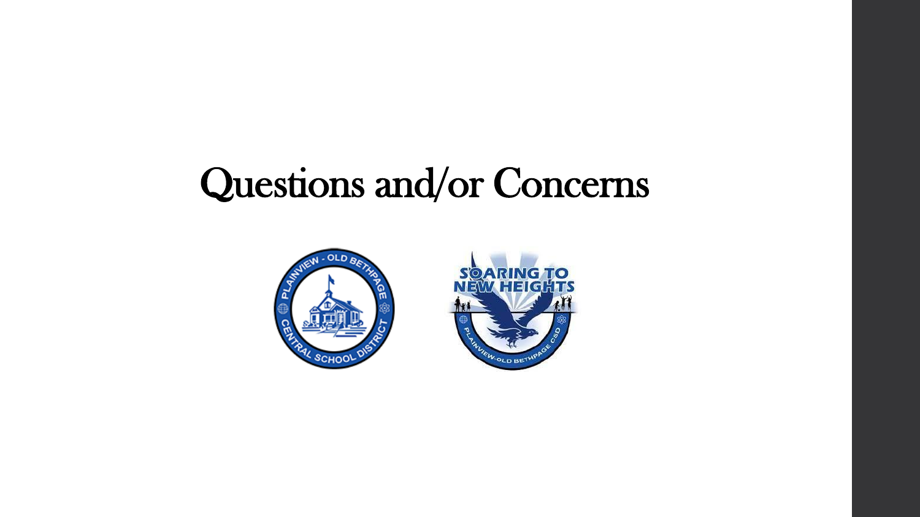# Questions and/or Concerns